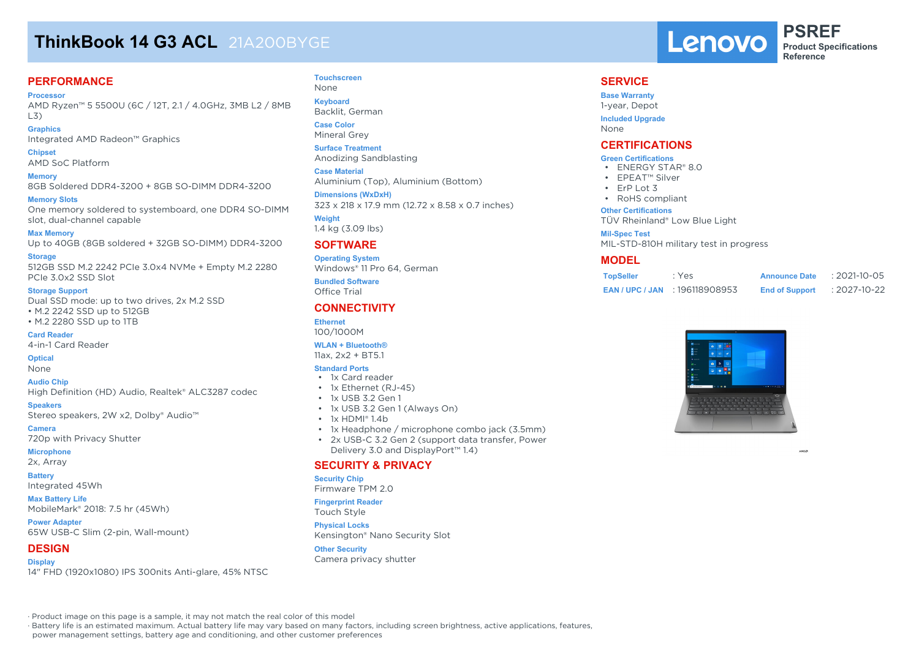# ThinkBook 14 G3 ACL 21A200BYGE

Lenovo PSREF Product Specifications Reference

## PERFORMANCE

**Processor**
AMD Ryzen™ 5 5500U (6C / 12T, 2.1 / 4.0GHz, 3MB L2 / 8MB L3)

**Graphics**
Integrated AMD Radeon™ Graphics

**Chipset**
AMD SoC Platform

**Memory**
8GB Soldered DDR4-3200 + 8GB SO-DIMM DDR4-3200

**Memory Slots**
One memory soldered to systemboard, one DDR4 SO-DIMM slot, dual-channel capable

**Max Memory**
Up to 40GB (8GB soldered + 32GB SO-DIMM) DDR4-3200

**Storage**
512GB SSD M.2 2242 PCIe 3.0x4 NVMe + Empty M.2 2280 PCIe 3.0x2 SSD Slot

**Storage Support**
Dual SSD mode: up to two drives, 2x M.2 SSD
• M.2 2242 SSD up to 512GB
• M.2 2280 SSD up to 1TB

**Card Reader**
4-in-1 Card Reader

**Optical**
None

**Audio Chip**
High Definition (HD) Audio, Realtek® ALC3287 codec

**Speakers**
Stereo speakers, 2W x2, Dolby® Audio™

**Camera**
720p with Privacy Shutter

**Microphone**
2x, Array

**Battery**
Integrated 45Wh

**Max Battery Life**
MobileMark® 2018: 7.5 hr (45Wh)

**Power Adapter**
65W USB-C Slim (2-pin, Wall-mount)

## DESIGN

**Display**
14" FHD (1920x1080) IPS 300nits Anti-glare, 45% NTSC

**Touchscreen**
None

**Keyboard**
Backlit, German

**Case Color**
Mineral Grey

**Surface Treatment**
Anodizing Sandblasting

**Case Material**
Aluminium (Top), Aluminium (Bottom)

**Dimensions (WxDxH)**
323 x 218 x 17.9 mm (12.72 x 8.58 x 0.7 inches)

**Weight**
1.4 kg (3.09 lbs)

## SOFTWARE

**Operating System**
Windows® 11 Pro 64, German

**Bundled Software**
Office Trial

## CONNECTIVITY

**Ethernet**
100/1000M

**WLAN + Bluetooth®**
11ax, 2x2 + BT5.1

**Standard Ports**
- 1x Card reader
- 1x Ethernet (RJ-45)
- 1x USB 3.2 Gen 1
- 1x USB 3.2 Gen 1 (Always On)
- 1x HDMI® 1.4b
- 1x Headphone / microphone combo jack (3.5mm)
- 2x USB-C 3.2 Gen 2 (support data transfer, Power Delivery 3.0 and DisplayPort™ 1.4)

## SECURITY & PRIVACY

**Security Chip**
Firmware TPM 2.0

**Fingerprint Reader**
Touch Style

**Physical Locks**
Kensington® Nano Security Slot

**Other Security**
Camera privacy shutter

## SERVICE

**Base Warranty**
1-year, Depot

**Included Upgrade**
None

## CERTIFICATIONS

**Green Certifications**
- ENERGY STAR® 8.0
- EPEAT™ Silver
- ErP Lot 3
- RoHS compliant

**Other Certifications**
TÜV Rheinland® Low Blue Light

**Mil-Spec Test**
MIL-STD-810H military test in progress

## MODEL

| | | | |
|---|---|---|---|
| TopSeller | : Yes | Announce Date | : 2021-10-05 |
| EAN / UPC / JAN | : 196118908953 | End of Support | : 2027-10-22 |

· Product image on this page is a sample, it may not match the real color of this model
· Battery life is an estimated maximum. Actual battery life may vary based on many factors, including screen brightness, active applications, features, power management settings, battery age and conditioning, and other customer preferences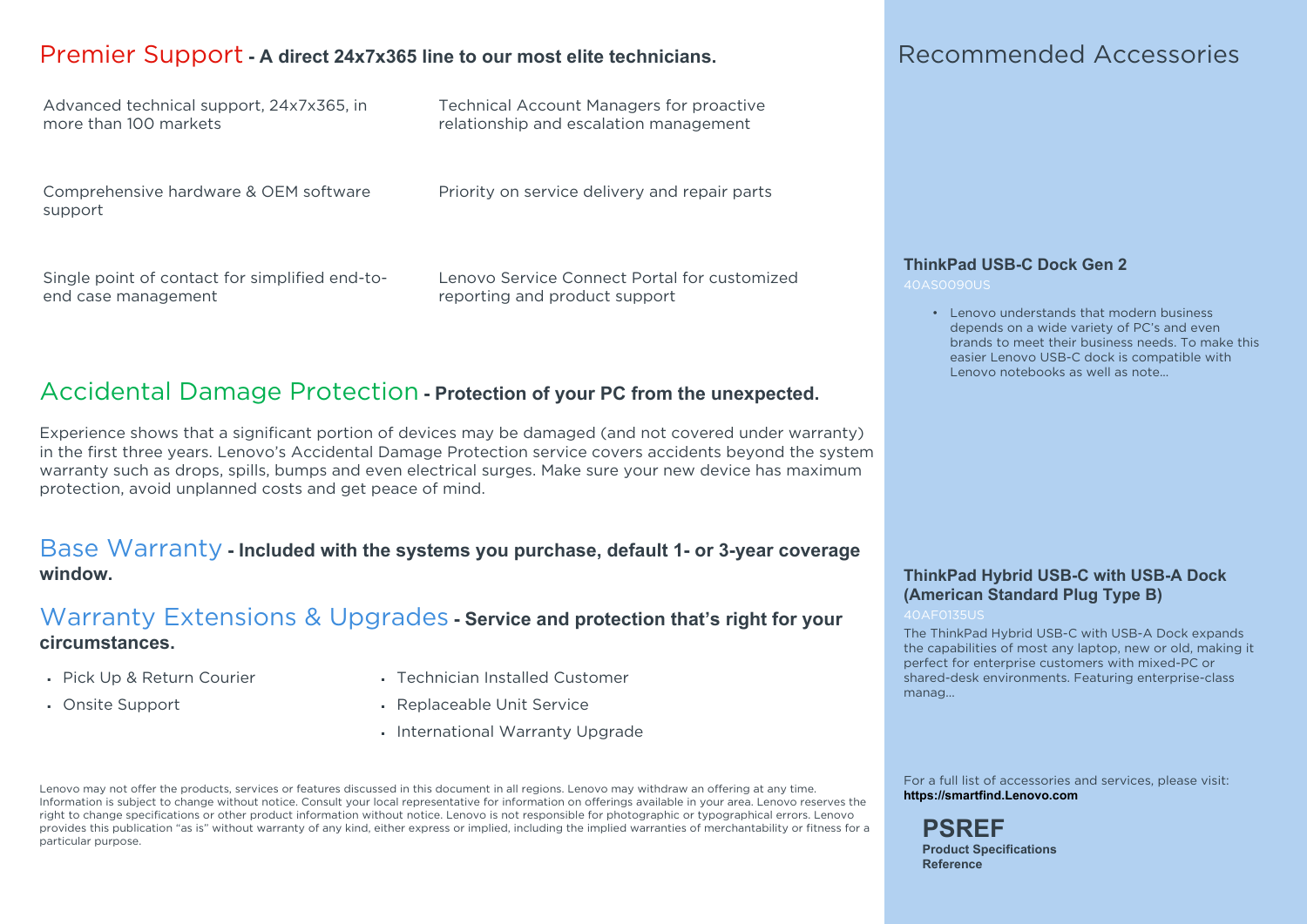## Premier Support - A direct 24x7x365 line to our most elite technicians.

Advanced technical support, 24x7x365, in more than 100 markets

Technical Account Managers for proactive relationship and escalation management

Comprehensive hardware & OEM software support

Priority on service delivery and repair parts

Single point of contact for simplified end-to-end case management

Lenovo Service Connect Portal for customized reporting and product support

## Accidental Damage Protection - Protection of your PC from the unexpected.

Experience shows that a significant portion of devices may be damaged (and not covered under warranty) in the first three years. Lenovo's Accidental Damage Protection service covers accidents beyond the system warranty such as drops, spills, bumps and even electrical surges. Make sure your new device has maximum protection, avoid unplanned costs and get peace of mind.

## Base Warranty - Included with the systems you purchase, default 1- or 3-year coverage window.

## Warranty Extensions & Upgrades - Service and protection that's right for your circumstances.

- Pick Up & Return Courier
- Onsite Support
- Technician Installed Customer
- Replaceable Unit Service
- International Warranty Upgrade

Lenovo may not offer the products, services or features discussed in this document in all regions. Lenovo may withdraw an offering at any time. Information is subject to change without notice. Consult your local representative for information on offerings available in your area. Lenovo reserves the right to change specifications or other product information without notice. Lenovo is not responsible for photographic or typographical errors. Lenovo provides this publication "as is" without warranty of any kind, either express or implied, including the implied warranties of merchantability or fitness for a particular purpose.

## Recommended Accessories

### ThinkPad USB-C Dock Gen 2

40AS0090US

- Lenovo understands that modern business depends on a wide variety of PC's and even brands to meet their business needs. To make this easier Lenovo USB-C dock is compatible with Lenovo notebooks as well as note...

### ThinkPad Hybrid USB-C with USB-A Dock (American Standard Plug Type B)

40AF0135US

The ThinkPad Hybrid USB-C with USB-A Dock expands the capabilities of most any laptop, new or old, making it perfect for enterprise customers with mixed-PC or shared-desk environments. Featuring enterprise-class manag...

For a full list of accessories and services, please visit: **https://smartfind.Lenovo.com**

**PSREF**
**Product Specifications Reference**